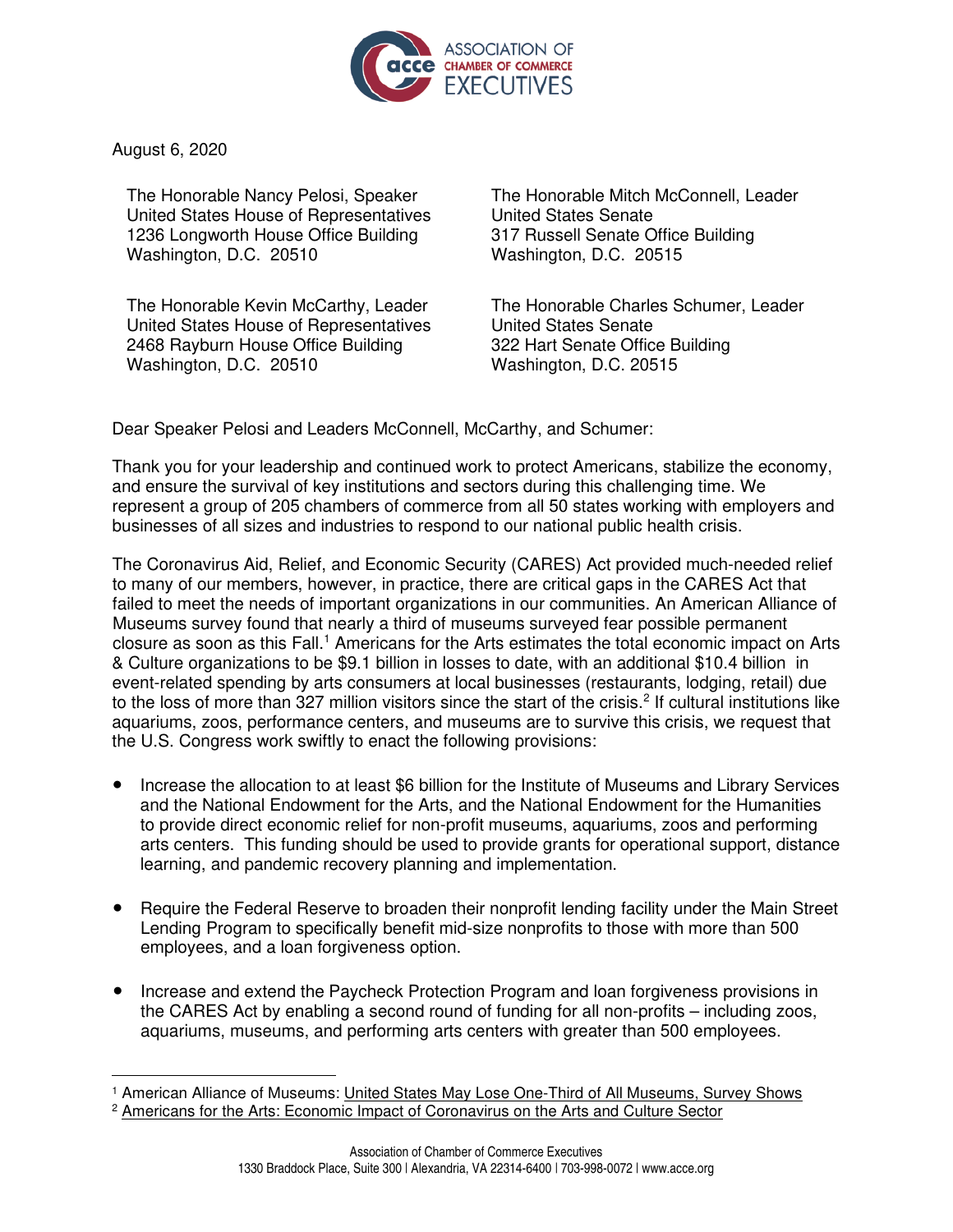ASSOCIATION OF CHAMBER OF COMMERCE EXECUTIVES

August 6, 2020

The Honorable Nancy Pelosi, Speaker
United States House of Representatives
1236 Longworth House Office Building
Washington, D.C. 20510

The Honorable Mitch McConnell, Leader
United States Senate
317 Russell Senate Office Building
Washington, D.C. 20515

The Honorable Kevin McCarthy, Leader
United States House of Representatives
2468 Rayburn House Office Building
Washington, D.C. 20510

The Honorable Charles Schumer, Leader
United States Senate
322 Hart Senate Office Building
Washington, D.C. 20515

Dear Speaker Pelosi and Leaders McConnell, McCarthy, and Schumer:

Thank you for your leadership and continued work to protect Americans, stabilize the economy, and ensure the survival of key institutions and sectors during this challenging time. We represent a group of 205 chambers of commerce from all 50 states working with employers and businesses of all sizes and industries to respond to our national public health crisis.

The Coronavirus Aid, Relief, and Economic Security (CARES) Act provided much-needed relief to many of our members, however, in practice, there are critical gaps in the CARES Act that failed to meet the needs of important organizations in our communities. An American Alliance of Museums survey found that nearly a third of museums surveyed fear possible permanent closure as soon as this Fall.[1] Americans for the Arts estimates the total economic impact on Arts & Culture organizations to be $9.1 billion in losses to date, with an additional $10.4 billion in event-related spending by arts consumers at local businesses (restaurants, lodging, retail) due to the loss of more than 327 million visitors since the start of the crisis.[2] If cultural institutions like aquariums, zoos, performance centers, and museums are to survive this crisis, we request that the U.S. Congress work swiftly to enact the following provisions:

- Increase the allocation to at least $6 billion for the Institute of Museums and Library Services and the National Endowment for the Arts, and the National Endowment for the Humanities to provide direct economic relief for non-profit museums, aquariums, zoos and performing arts centers. This funding should be used to provide grants for operational support, distance learning, and pandemic recovery planning and implementation.

- Require the Federal Reserve to broaden their nonprofit lending facility under the Main Street Lending Program to specifically benefit mid-size nonprofits to those with more than 500 employees, and a loan forgiveness option.

- Increase and extend the Paycheck Protection Program and loan forgiveness provisions in the CARES Act by enabling a second round of funding for all non-profits – including zoos, aquariums, museums, and performing arts centers with greater than 500 employees.

---

[1] American Alliance of Museums: United States May Lose One-Third of All Museums, Survey Shows

[2] Americans for the Arts: Economic Impact of Coronavirus on the Arts and Culture Sector

Association of Chamber of Commerce Executives
1330 Braddock Place, Suite 300 | Alexandria, VA 22314-6400 | 703-998-0072 | www.acce.org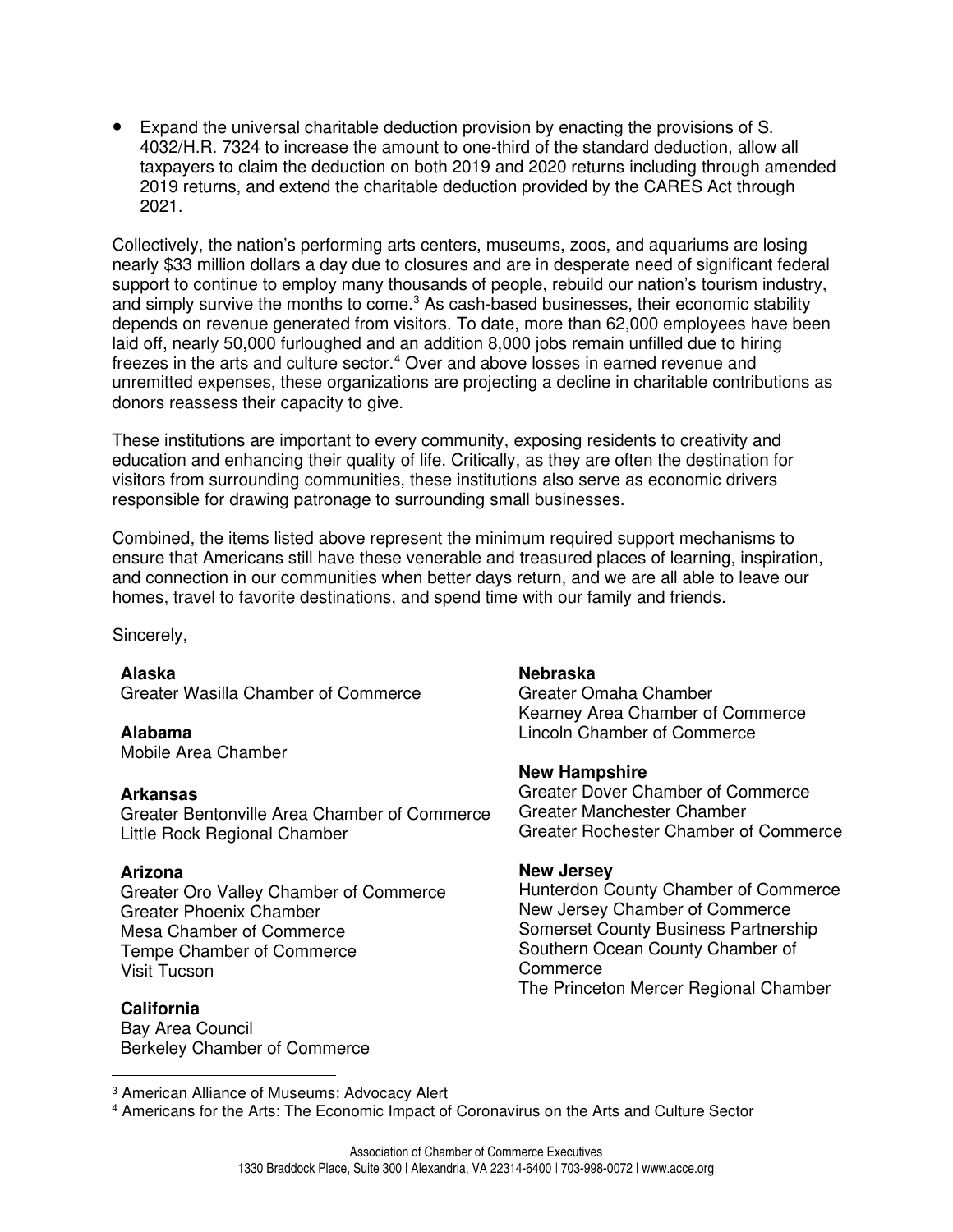- Expand the universal charitable deduction provision by enacting the provisions of S. 4032/H.R. 7324 to increase the amount to one-third of the standard deduction, allow all taxpayers to claim the deduction on both 2019 and 2020 returns including through amended 2019 returns, and extend the charitable deduction provided by the CARES Act through 2021.

Collectively, the nation's performing arts centers, museums, zoos, and aquariums are losing nearly $33 million dollars a day due to closures and are in desperate need of significant federal support to continue to employ many thousands of people, rebuild our nation's tourism industry, and simply survive the months to come.[3] As cash-based businesses, their economic stability depends on revenue generated from visitors. To date, more than 62,000 employees have been laid off, nearly 50,000 furloughed and an addition 8,000 jobs remain unfilled due to hiring freezes in the arts and culture sector.[4] Over and above losses in earned revenue and unremitted expenses, these organizations are projecting a decline in charitable contributions as donors reassess their capacity to give.

These institutions are important to every community, exposing residents to creativity and education and enhancing their quality of life. Critically, as they are often the destination for visitors from surrounding communities, these institutions also serve as economic drivers responsible for drawing patronage to surrounding small businesses.

Combined, the items listed above represent the minimum required support mechanisms to ensure that Americans still have these venerable and treasured places of learning, inspiration, and connection in our communities when better days return, and we are all able to leave our homes, travel to favorite destinations, and spend time with our family and friends.

Sincerely,

**Alaska**
Greater Wasilla Chamber of Commerce

**Alabama**
Mobile Area Chamber

**Arkansas**
Greater Bentonville Area Chamber of Commerce
Little Rock Regional Chamber

**Arizona**
Greater Oro Valley Chamber of Commerce
Greater Phoenix Chamber
Mesa Chamber of Commerce
Tempe Chamber of Commerce
Visit Tucson

**California**
Bay Area Council
Berkeley Chamber of Commerce

**Nebraska**
Greater Omaha Chamber
Kearney Area Chamber of Commerce
Lincoln Chamber of Commerce

**New Hampshire**
Greater Dover Chamber of Commerce
Greater Manchester Chamber
Greater Rochester Chamber of Commerce

**New Jersey**
Hunterdon County Chamber of Commerce
New Jersey Chamber of Commerce
Somerset County Business Partnership
Southern Ocean County Chamber of Commerce
The Princeton Mercer Regional Chamber

---

[3] American Alliance of Museums: Advocacy Alert

[4] Americans for the Arts: The Economic Impact of Coronavirus on the Arts and Culture Sector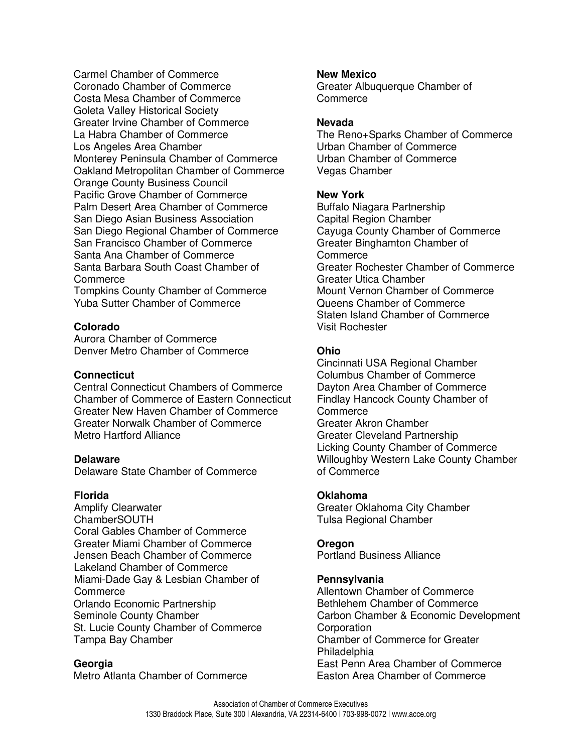Carmel Chamber of Commerce
Coronado Chamber of Commerce
Costa Mesa Chamber of Commerce
Goleta Valley Historical Society
Greater Irvine Chamber of Commerce
La Habra Chamber of Commerce
Los Angeles Area Chamber
Monterey Peninsula Chamber of Commerce
Oakland Metropolitan Chamber of Commerce
Orange County Business Council
Pacific Grove Chamber of Commerce
Palm Desert Area Chamber of Commerce
San Diego Asian Business Association
San Diego Regional Chamber of Commerce
San Francisco Chamber of Commerce
Santa Ana Chamber of Commerce
Santa Barbara South Coast Chamber of Commerce
Tompkins County Chamber of Commerce
Yuba Sutter Chamber of Commerce

**Colorado**
Aurora Chamber of Commerce
Denver Metro Chamber of Commerce

**Connecticut**
Central Connecticut Chambers of Commerce
Chamber of Commerce of Eastern Connecticut
Greater New Haven Chamber of Commerce
Greater Norwalk Chamber of Commerce
Metro Hartford Alliance

**Delaware**
Delaware State Chamber of Commerce

**Florida**
Amplify Clearwater
ChamberSOUTH
Coral Gables Chamber of Commerce
Greater Miami Chamber of Commerce
Jensen Beach Chamber of Commerce
Lakeland Chamber of Commerce
Miami-Dade Gay & Lesbian Chamber of Commerce
Orlando Economic Partnership
Seminole County Chamber
St. Lucie County Chamber of Commerce
Tampa Bay Chamber

**Georgia**
Metro Atlanta Chamber of Commerce

**New Mexico**
Greater Albuquerque Chamber of Commerce

**Nevada**
The Reno+Sparks Chamber of Commerce
Urban Chamber of Commerce
Urban Chamber of Commerce
Vegas Chamber

**New York**
Buffalo Niagara Partnership
Capital Region Chamber
Cayuga County Chamber of Commerce
Greater Binghamton Chamber of Commerce
Greater Rochester Chamber of Commerce
Greater Utica Chamber
Mount Vernon Chamber of Commerce
Queens Chamber of Commerce
Staten Island Chamber of Commerce
Visit Rochester

**Ohio**
Cincinnati USA Regional Chamber
Columbus Chamber of Commerce
Dayton Area Chamber of Commerce
Findlay Hancock County Chamber of Commerce
Greater Akron Chamber
Greater Cleveland Partnership
Licking County Chamber of Commerce
Willoughby Western Lake County Chamber of Commerce

**Oklahoma**
Greater Oklahoma City Chamber
Tulsa Regional Chamber

**Oregon**
Portland Business Alliance

**Pennsylvania**
Allentown Chamber of Commerce
Bethlehem Chamber of Commerce
Carbon Chamber & Economic Development Corporation
Chamber of Commerce for Greater Philadelphia
East Penn Area Chamber of Commerce
Easton Area Chamber of Commerce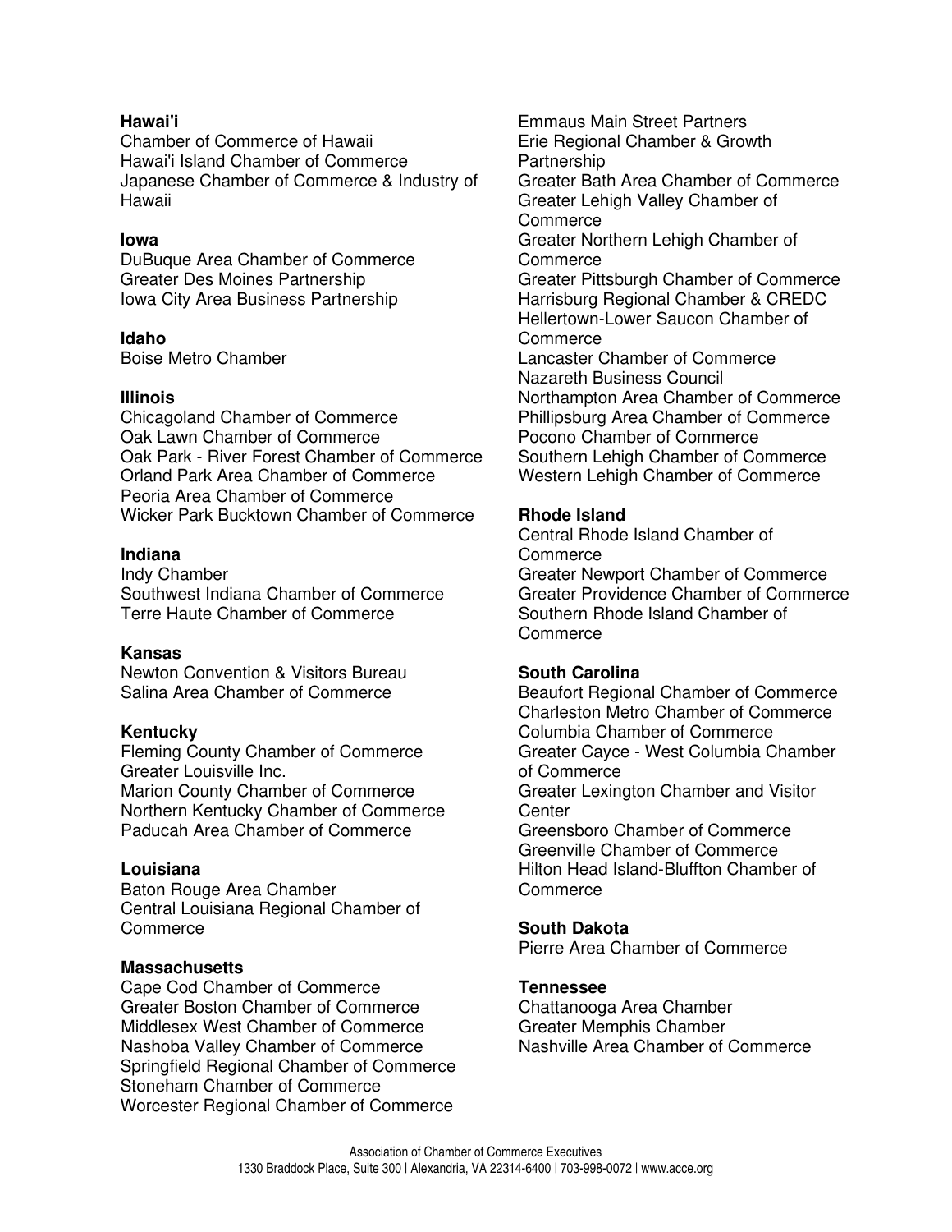**Hawai'i**

Chamber of Commerce of Hawaii
Hawai'i Island Chamber of Commerce
Japanese Chamber of Commerce & Industry of Hawaii

**Iowa**

DuBuque Area Chamber of Commerce
Greater Des Moines Partnership
Iowa City Area Business Partnership

**Idaho**

Boise Metro Chamber

**Illinois**

Chicagoland Chamber of Commerce
Oak Lawn Chamber of Commerce
Oak Park - River Forest Chamber of Commerce
Orland Park Area Chamber of Commerce
Peoria Area Chamber of Commerce
Wicker Park Bucktown Chamber of Commerce

**Indiana**

Indy Chamber
Southwest Indiana Chamber of Commerce
Terre Haute Chamber of Commerce

**Kansas**

Newton Convention & Visitors Bureau
Salina Area Chamber of Commerce

**Kentucky**

Fleming County Chamber of Commerce
Greater Louisville Inc.
Marion County Chamber of Commerce
Northern Kentucky Chamber of Commerce
Paducah Area Chamber of Commerce

**Louisiana**

Baton Rouge Area Chamber
Central Louisiana Regional Chamber of Commerce

**Massachusetts**

Cape Cod Chamber of Commerce
Greater Boston Chamber of Commerce
Middlesex West Chamber of Commerce
Nashoba Valley Chamber of Commerce
Springfield Regional Chamber of Commerce
Stoneham Chamber of Commerce
Worcester Regional Chamber of Commerce

Emmaus Main Street Partners
Erie Regional Chamber & Growth Partnership
Greater Bath Area Chamber of Commerce
Greater Lehigh Valley Chamber of Commerce
Greater Northern Lehigh Chamber of Commerce
Greater Pittsburgh Chamber of Commerce
Harrisburg Regional Chamber & CREDC
Hellertown-Lower Saucon Chamber of Commerce
Lancaster Chamber of Commerce
Nazareth Business Council
Northampton Area Chamber of Commerce
Phillipsburg Area Chamber of Commerce
Pocono Chamber of Commerce
Southern Lehigh Chamber of Commerce
Western Lehigh Chamber of Commerce

**Rhode Island**

Central Rhode Island Chamber of Commerce
Greater Newport Chamber of Commerce
Greater Providence Chamber of Commerce
Southern Rhode Island Chamber of Commerce

**South Carolina**

Beaufort Regional Chamber of Commerce
Charleston Metro Chamber of Commerce
Columbia Chamber of Commerce
Greater Cayce - West Columbia Chamber of Commerce
Greater Lexington Chamber and Visitor Center
Greensboro Chamber of Commerce
Greenville Chamber of Commerce
Hilton Head Island-Bluffton Chamber of Commerce

**South Dakota**

Pierre Area Chamber of Commerce

**Tennessee**

Chattanooga Area Chamber
Greater Memphis Chamber
Nashville Area Chamber of Commerce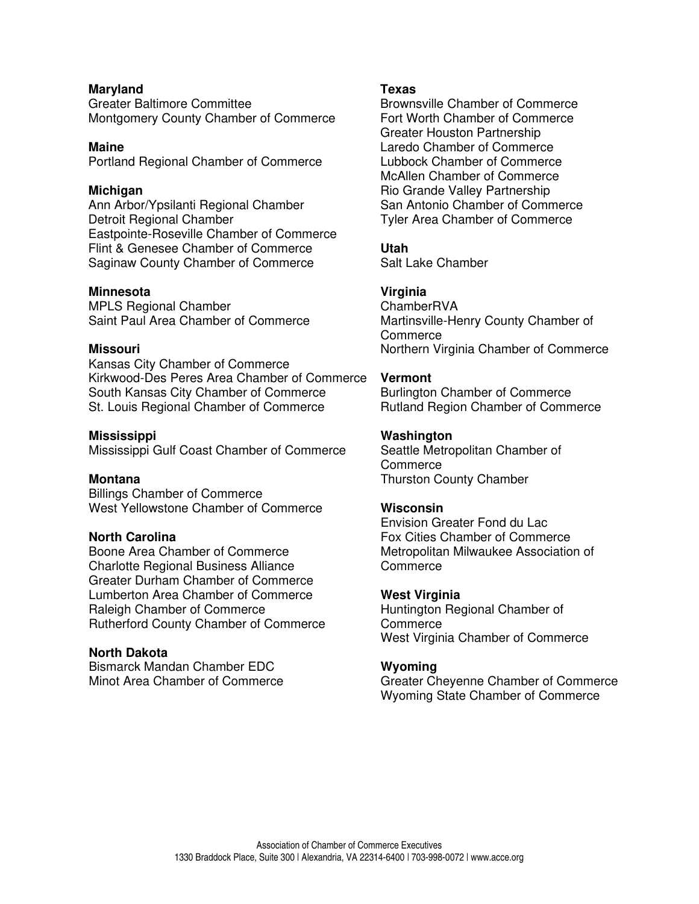**Maryland**
Greater Baltimore Committee
Montgomery County Chamber of Commerce

**Maine**
Portland Regional Chamber of Commerce

**Michigan**
Ann Arbor/Ypsilanti Regional Chamber
Detroit Regional Chamber
Eastpointe-Roseville Chamber of Commerce
Flint & Genesee Chamber of Commerce
Saginaw County Chamber of Commerce

**Minnesota**
MPLS Regional Chamber
Saint Paul Area Chamber of Commerce

**Missouri**
Kansas City Chamber of Commerce
Kirkwood-Des Peres Area Chamber of Commerce
South Kansas City Chamber of Commerce
St. Louis Regional Chamber of Commerce

**Mississippi**
Mississippi Gulf Coast Chamber of Commerce

**Montana**
Billings Chamber of Commerce
West Yellowstone Chamber of Commerce

**North Carolina**
Boone Area Chamber of Commerce
Charlotte Regional Business Alliance
Greater Durham Chamber of Commerce
Lumberton Area Chamber of Commerce
Raleigh Chamber of Commerce
Rutherford County Chamber of Commerce

**North Dakota**
Bismarck Mandan Chamber EDC
Minot Area Chamber of Commerce

**Texas**
Brownsville Chamber of Commerce
Fort Worth Chamber of Commerce
Greater Houston Partnership
Laredo Chamber of Commerce
Lubbock Chamber of Commerce
McAllen Chamber of Commerce
Rio Grande Valley Partnership
San Antonio Chamber of Commerce
Tyler Area Chamber of Commerce

**Utah**
Salt Lake Chamber

**Virginia**
ChamberRVA
Martinsville-Henry County Chamber of Commerce
Northern Virginia Chamber of Commerce

**Vermont**
Burlington Chamber of Commerce
Rutland Region Chamber of Commerce

**Washington**
Seattle Metropolitan Chamber of Commerce
Thurston County Chamber

**Wisconsin**
Envision Greater Fond du Lac
Fox Cities Chamber of Commerce
Metropolitan Milwaukee Association of Commerce

**West Virginia**
Huntington Regional Chamber of Commerce
West Virginia Chamber of Commerce

**Wyoming**
Greater Cheyenne Chamber of Commerce
Wyoming State Chamber of Commerce